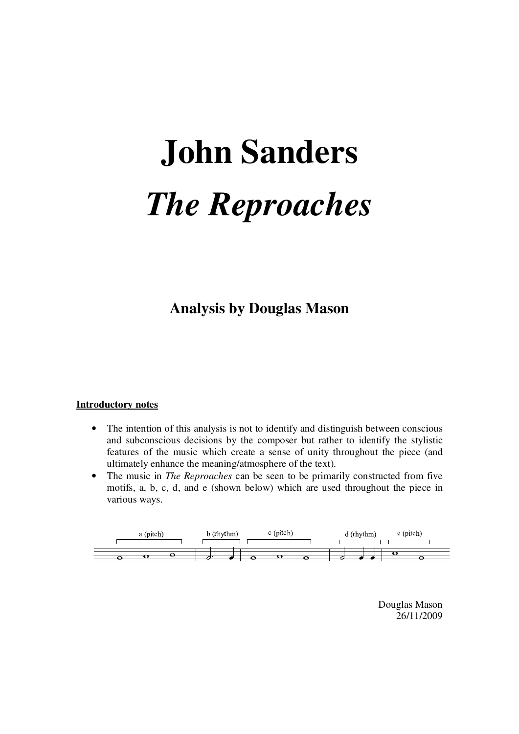# John Sanders

# *The Reproaches*

## Analysis by Douglas Mason

**Introductory notes**

- The intention of this analysis is not to identify and distinguish between conscious and subconscious decisions by the composer but rather to identify the stylistic features of the music which create a sense of unity throughout the piece (and ultimately enhance the meaning/atmosphere of the text).
- The music in *The Reproaches* can be seen to be primarily constructed from five motifs, a, b, c, d, and e (shown below) which are used throughout the piece in various ways.

a (pitch) b (rhythm) c (pitch) d (rhythm) e (pitch)

Douglas Mason
26/11/2009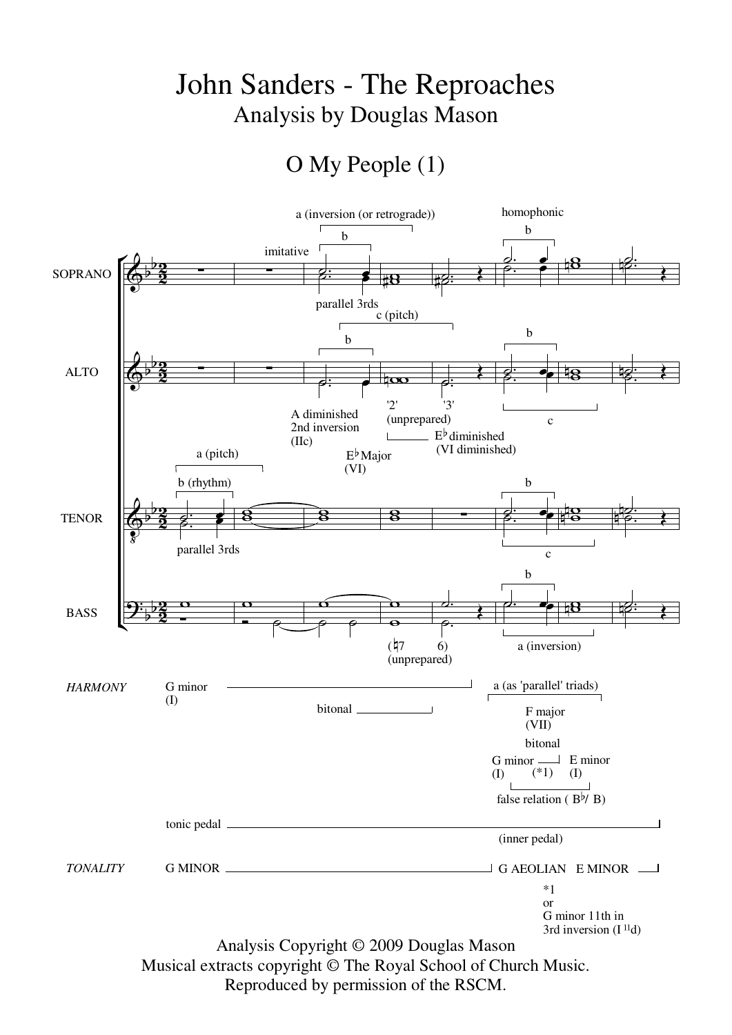# John Sanders - The Reproaches

## Analysis by Douglas Mason

### O My People (1)

Analysis Copyright © 2009 Douglas Mason
Musical extracts copyright © The Royal School of Church Music.
Reproduced by permission of the RSCM.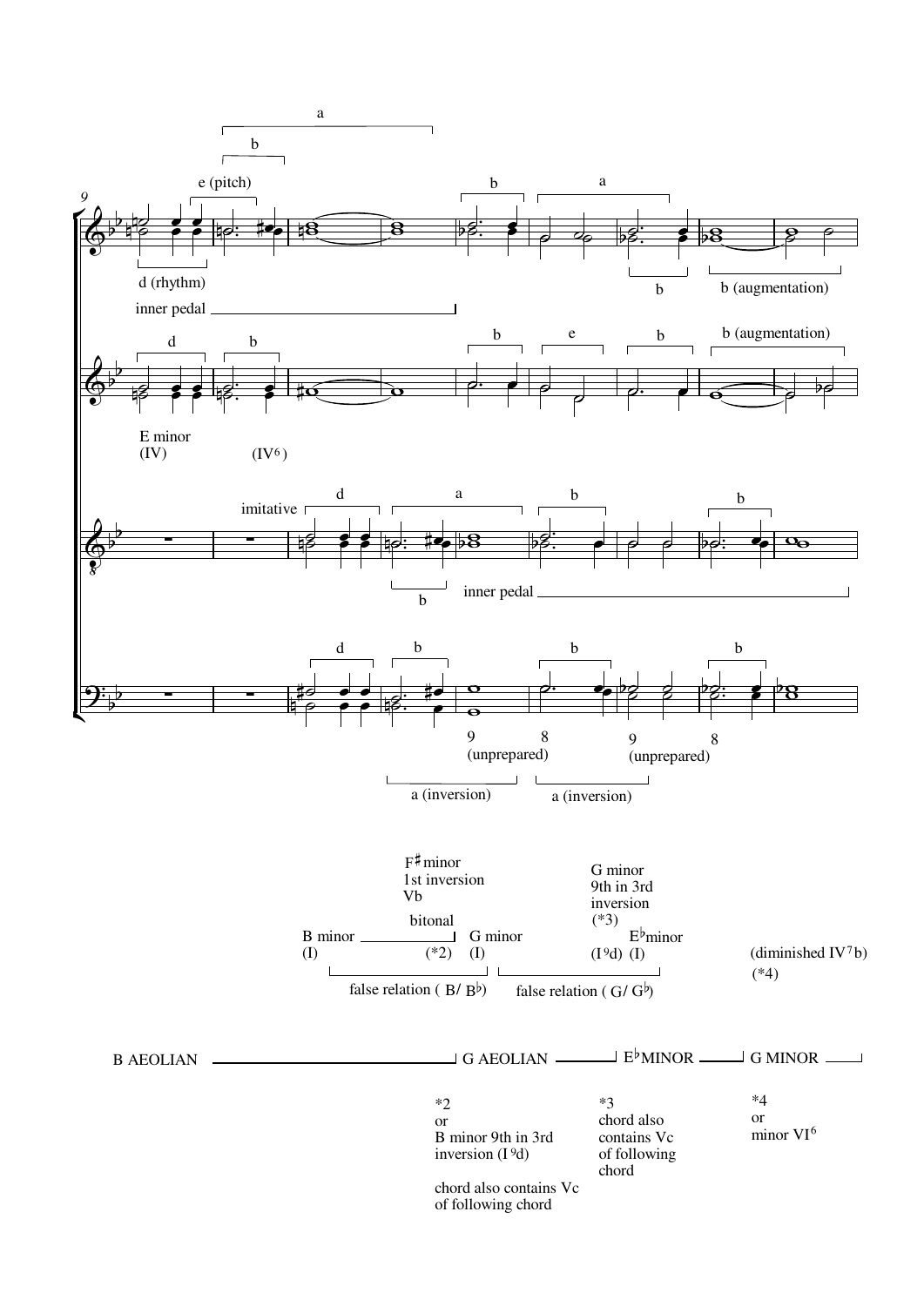B minor (I) — bitonal — (*2) G minor (I)

F♯ minor 1st inversion Vb

G minor 9th in 3rd inversion (*3) (I⁹d)

E♭minor (I)

(diminished IV⁷b) (*4)

false relation ( B/ B♭)

false relation ( G/ G♭)

B AEOLIAN — G AEOLIAN — E♭MINOR — G MINOR

*2
or
B minor 9th in 3rd inversion (I⁹d)

chord also contains Vc of following chord

*3
chord also contains Vc of following chord

*4
or
minor VI⁶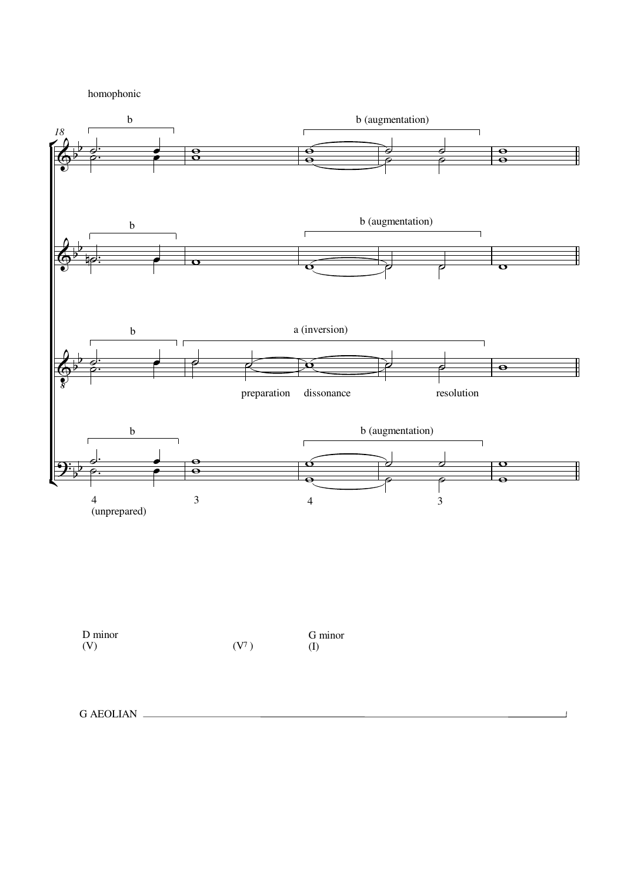homophonic

18

b — b (augmentation)

b — b (augmentation)

b — a (inversion)

preparation — dissonance — resolution

b — b (augmentation)

4 (unprepared) — 3 — 4 — 3

D minor (V) — ($V^7$) — G minor (I)

G AEOLIAN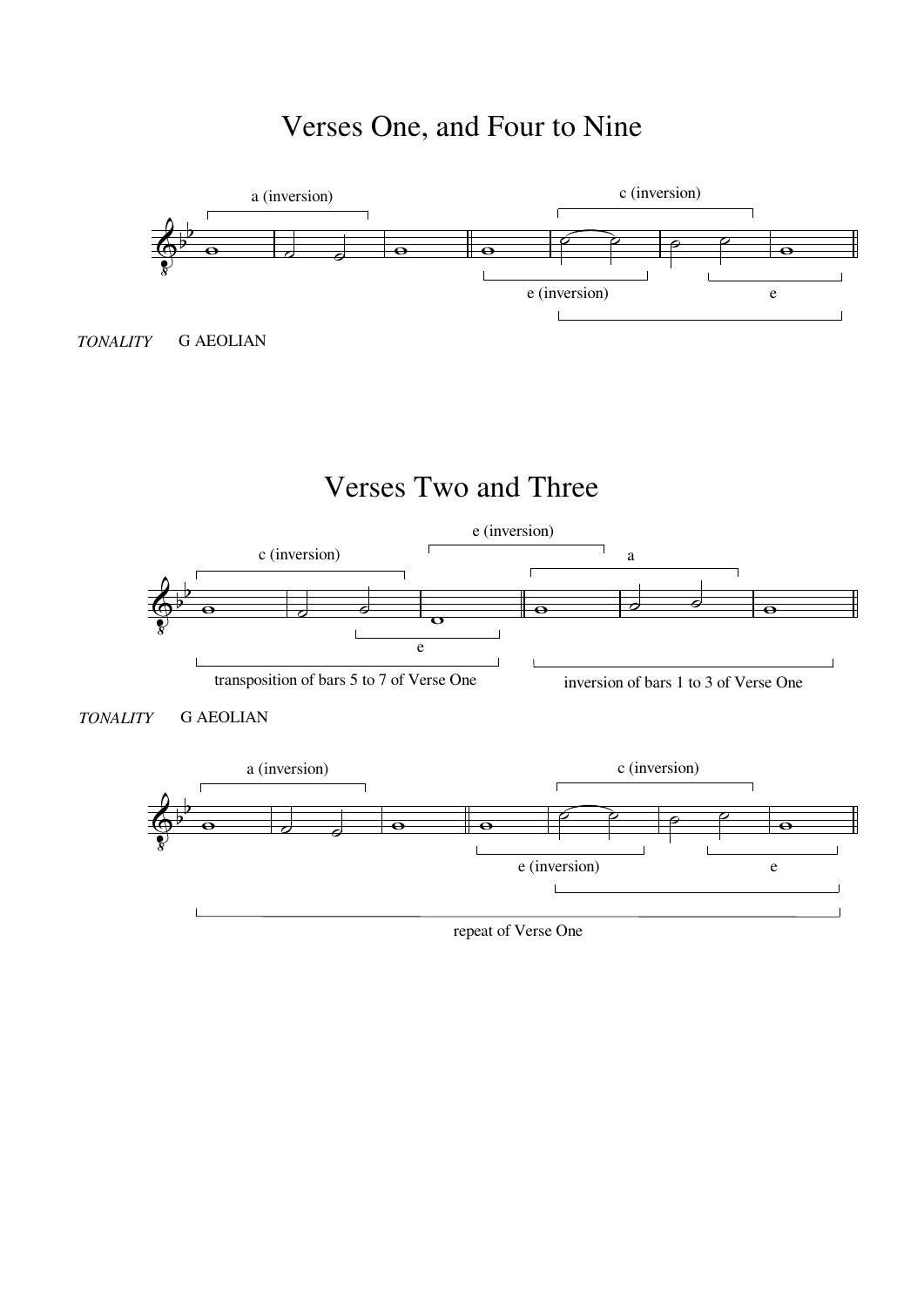# Verses One, and Four to Nine

a (inversion)

c (inversion)

e (inversion)

e

*TONALITY* G AEOLIAN

# Verses Two and Three

e (inversion)

c (inversion)

a

e

transposition of bars 5 to 7 of Verse One

inversion of bars 1 to 3 of Verse One

*TONALITY* G AEOLIAN

a (inversion)

c (inversion)

e (inversion)

e

repeat of Verse One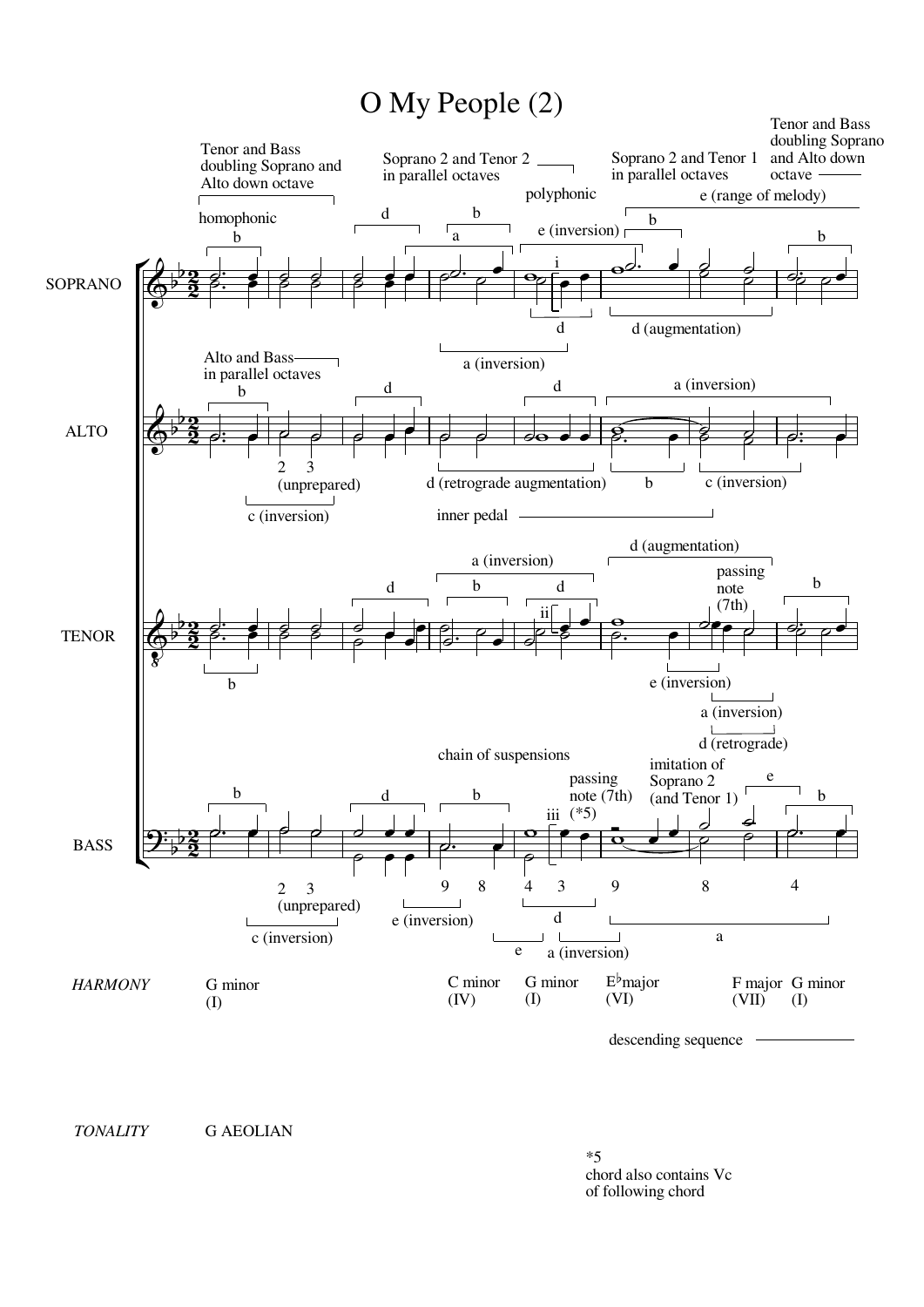# O My People (2)

Tenor and Bass doubling Soprano and Alto down octave

Soprano 2 and Tenor 2 in parallel octaves

Soprano 2 and Tenor 1 in parallel octaves

Tenor and Bass doubling Soprano and Alto down octave

homophonic

polyphonic

e (range of melody)

SOPRANO

ALTO

Alto and Bass in parallel octaves

2 3 (unprepared)

c (inversion)

d (retrograde augmentation)

inner pedal

TENOR

passing note (7th)

e (inversion)

a (inversion)

d (retrograde)

BASS

chain of suspensions

passing note (7th) (*5)

imitation of Soprano 2 (and Tenor 1)

*HARMONY* G minor (I) — C minor (IV) — G minor (I) — E♭major (VI) — F major (VII) — G minor (I)

descending sequence

*TONALITY* G AEOLIAN

*5 chord also contains Vc of following chord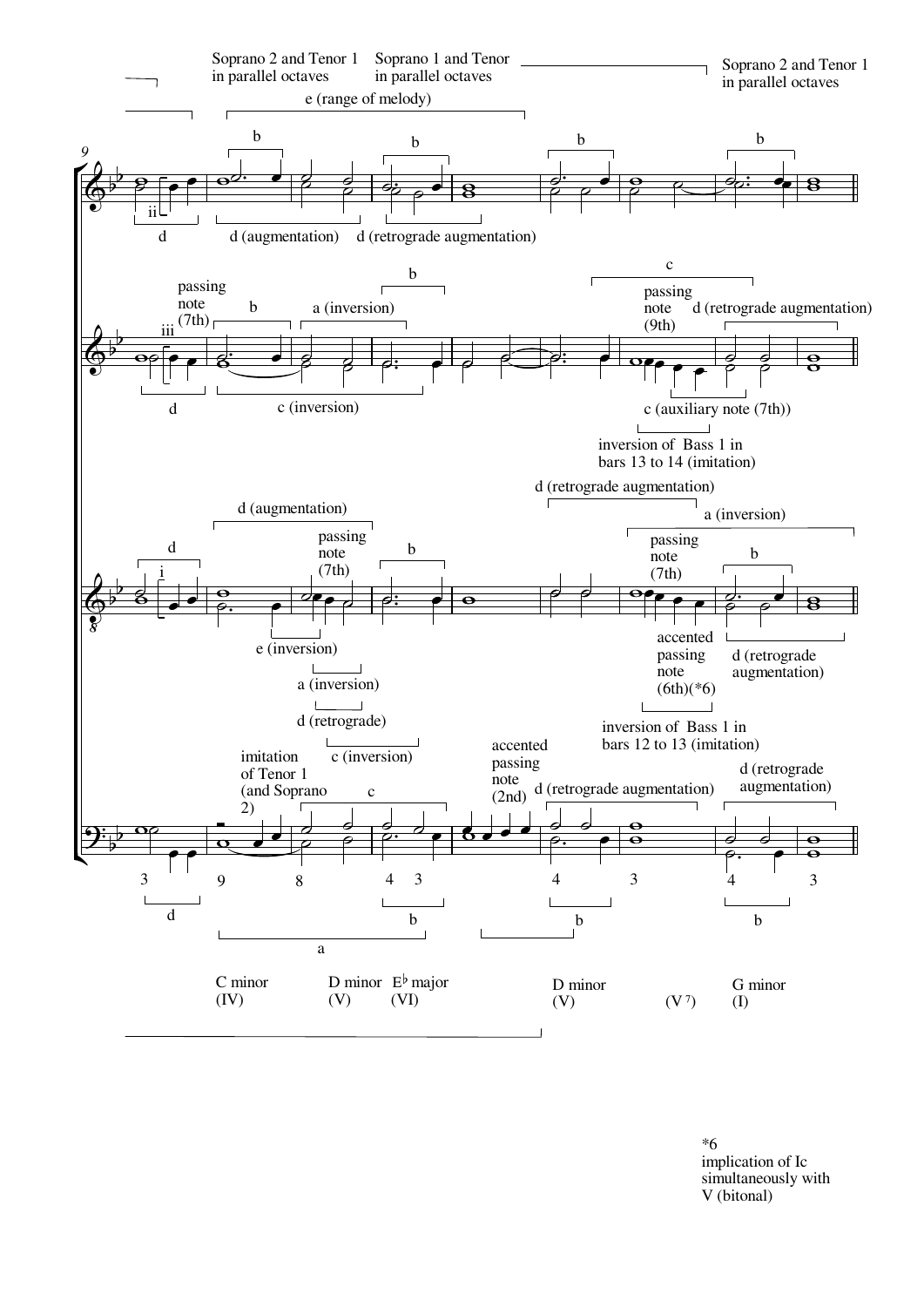Soprano 2 and Tenor 1 in parallel octaves

Soprano 1 and Tenor in parallel octaves

Soprano 2 and Tenor 1 in parallel octaves

e (range of melody)

9

b b b b

ii

d

d (augmentation)

d (retrograde augmentation)

c

passing note (7th)

b

a (inversion)

b

passing note (9th)

d (retrograde augmentation)

iii

d

c (inversion)

c (auxiliary note (7th))

inversion of Bass 1 in bars 13 to 14 (imitation)

d (retrograde augmentation)

d (augmentation)

a (inversion)

d

passing note (7th)

b

passing note (7th)

b

i

e (inversion)

a (inversion)

d (retrograde)

c (inversion)

accented passing note (6th)(*6)

d (retrograde augmentation)

inversion of Bass 1 in bars 12 to 13 (imitation)

imitation of Tenor 1 (and Soprano 2)

c

accented passing note (2nd)

d (retrograde augmentation)

d (retrograde augmentation)

3 9 8 4 3 4 3 4 3

d

b

b

b

a

C minor (IV)

D minor (V)

E♭ major (VI)

D minor (V)

(V 7)

G minor (I)

*6 implication of Ic simultaneously with V (bitonal)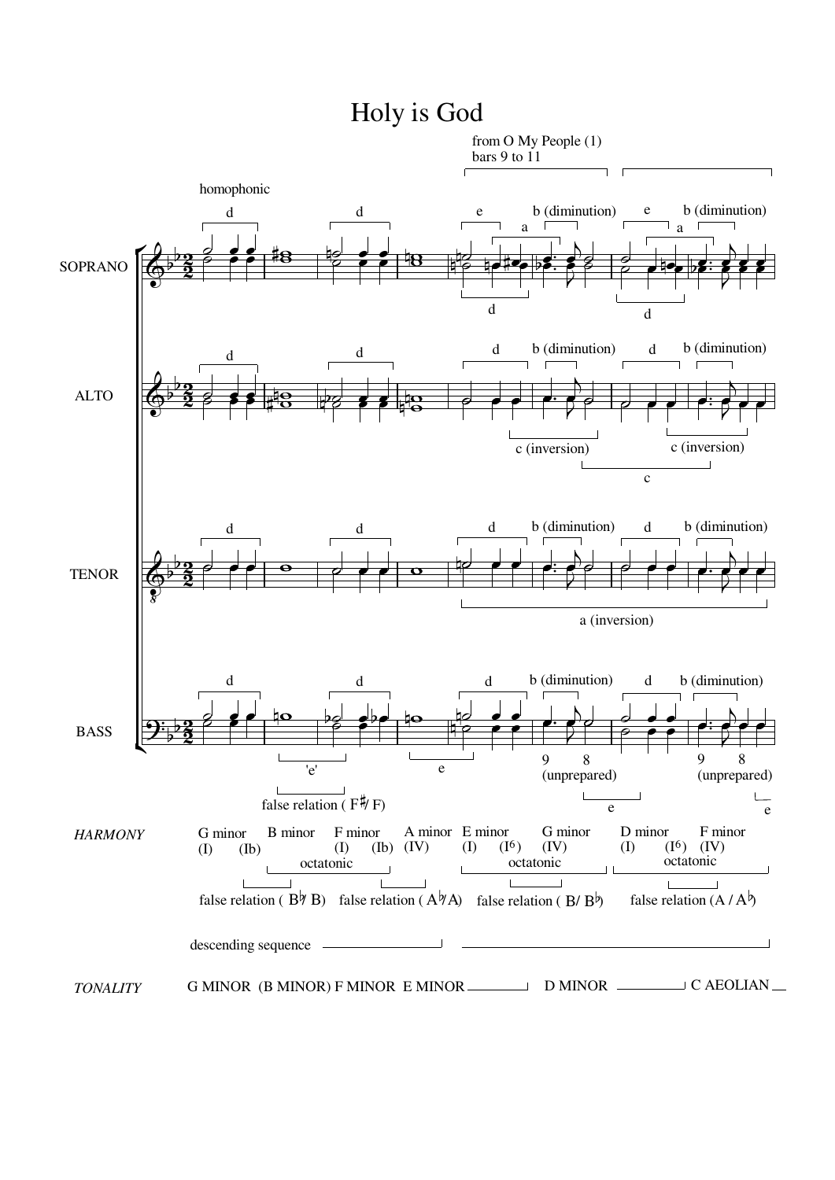# Holy is God

from O My People (1)
bars 9 to 11

homophonic

SOPRANO

ALTO

TENOR

BASS

d · d · e · a · b (diminution) · e · a · b (diminution) · d · d

d · d · d · b (diminution) · d · b (diminution) · c (inversion) · c (inversion) · c

d · d · d · b (diminution) · d · b (diminution) · a (inversion)

d · d · d · b (diminution) · d · b (diminution) · 'e' · e · 9 8 (unprepared) · 9 8 (unprepared) · e · e

false relation ( F♯/ F)

*HARMONY*

G minor (I) (Ib) · B minor · F minor (I) (Ib) · A minor (IV) · E minor (I) ($I^6$) · G minor (IV) · D minor (I) ($I^6$) · F minor (IV)

octatonic · octatonic · octatonic

false relation ( B♭/ B) · false relation ( A♭/A) · false relation ( B/ B♭) · false relation (A / A♭)

descending sequence

*TONALITY* G MINOR (B MINOR) F MINOR E MINOR · D MINOR · C AEOLIAN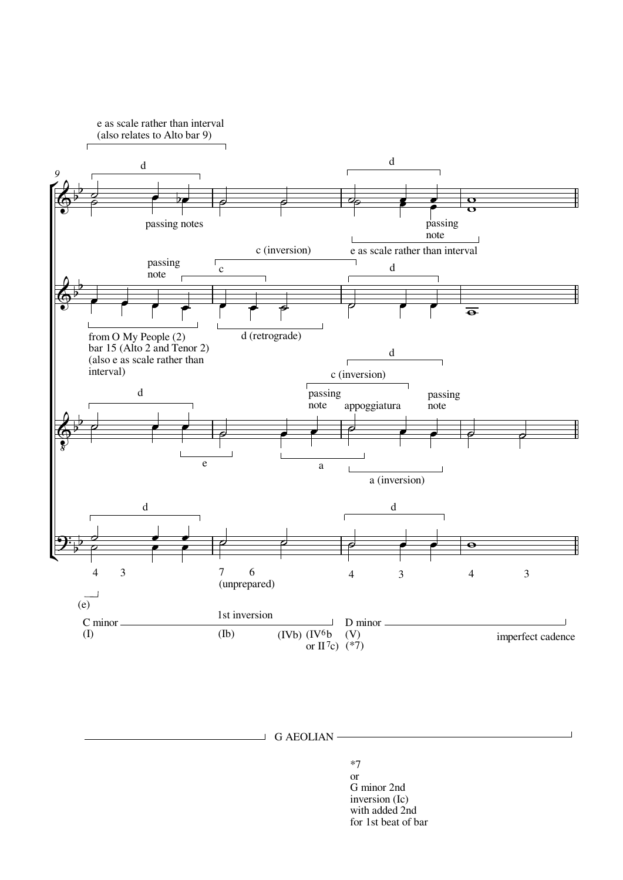e as scale rather than interval
(also relates to Alto bar 9)

9

d

d

passing notes

passing
note

e as scale rather than interval

c (inversion)

passing
note

c

d

from O My People (2)
bar 15 (Alto 2 and Tenor 2)
(also e as scale rather than
interval)

d (retrograde)

d

c (inversion)

d

passing
note

appoggiatura

passing
note

e

a

a (inversion)

d

d

4 3

7 6
(unprepared)

4 3

4 3

(e)

C minor
(I)

1st inversion
(Ib)

(IVb) (IV6b
or II7c)

D minor
(V)
(*7)

imperfect cadence

G AEOLIAN

*7
or
G minor 2nd
inversion (Ic)
with added 2nd
for 1st beat of bar